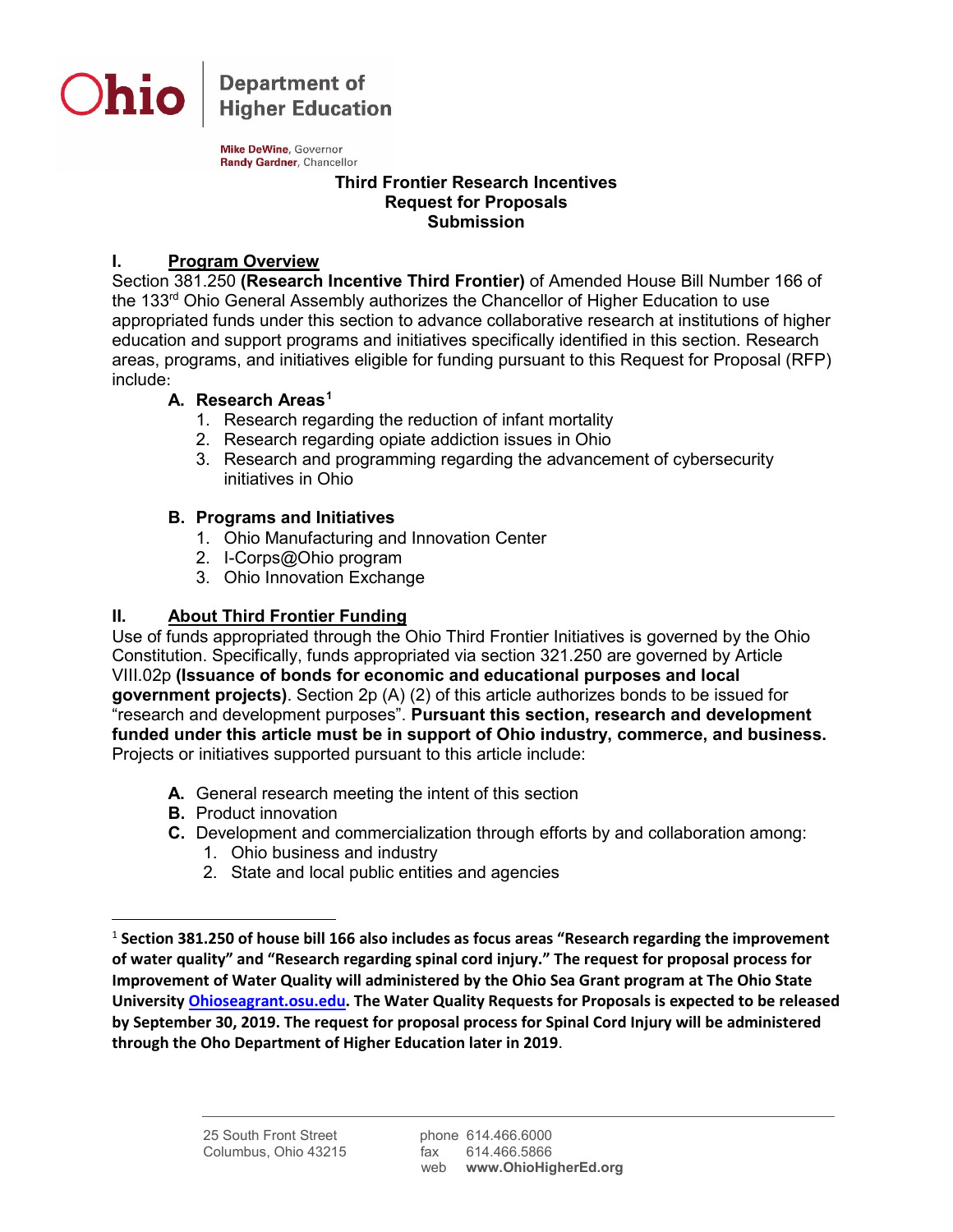Ohio | Department of Higher Education

**Mike DeWine**, Governor
**Randy Gardner**, Chancellor

**Third Frontier Research Incentives**
**Request for Proposals**
**Submission**

## I. Program Overview

Section 381.250 **(Research Incentive Third Frontier)** of Amended House Bill Number 166 of the 133rd Ohio General Assembly authorizes the Chancellor of Higher Education to use appropriated funds under this section to advance collaborative research at institutions of higher education and support programs and initiatives specifically identified in this section. Research areas, programs, and initiatives eligible for funding pursuant to this Request for Proposal (RFP) include:

### A. Research Areas[1]

1. Research regarding the reduction of infant mortality
2. Research regarding opiate addiction issues in Ohio
3. Research and programming regarding the advancement of cybersecurity initiatives in Ohio

### B. Programs and Initiatives

1. Ohio Manufacturing and Innovation Center
2. I-Corps@Ohio program
3. Ohio Innovation Exchange

## II. About Third Frontier Funding

Use of funds appropriated through the Ohio Third Frontier Initiatives is governed by the Ohio Constitution. Specifically, funds appropriated via section 321.250 are governed by Article VIII.02p **(Issuance of bonds for economic and educational purposes and local government projects)**. Section 2p (A) (2) of this article authorizes bonds to be issued for "research and development purposes". **Pursuant this section, research and development funded under this article must be in support of Ohio industry, commerce, and business.** Projects or initiatives supported pursuant to this article include:

- **A.** General research meeting the intent of this section
- **B.** Product innovation
- **C.** Development and commercialization through efforts by and collaboration among:
  1. Ohio business and industry
  2. State and local public entities and agencies

---

[1] **Section 381.250 of house bill 166 also includes as focus areas "Research regarding the improvement of water quality" and "Research regarding spinal cord injury." The request for proposal process for Improvement of Water Quality will administered by the Ohio Sea Grant program at The Ohio State University Ohioseagrant.osu.edu. The Water Quality Requests for Proposals is expected to be released by September 30, 2019. The request for proposal process for Spinal Cord Injury will be administered through the Oho Department of Higher Education later in 2019.**

25 South Front Street
Columbus, Ohio 43215

phone 614.466.6000
fax 614.466.5866
web **www.OhioHigherEd.org**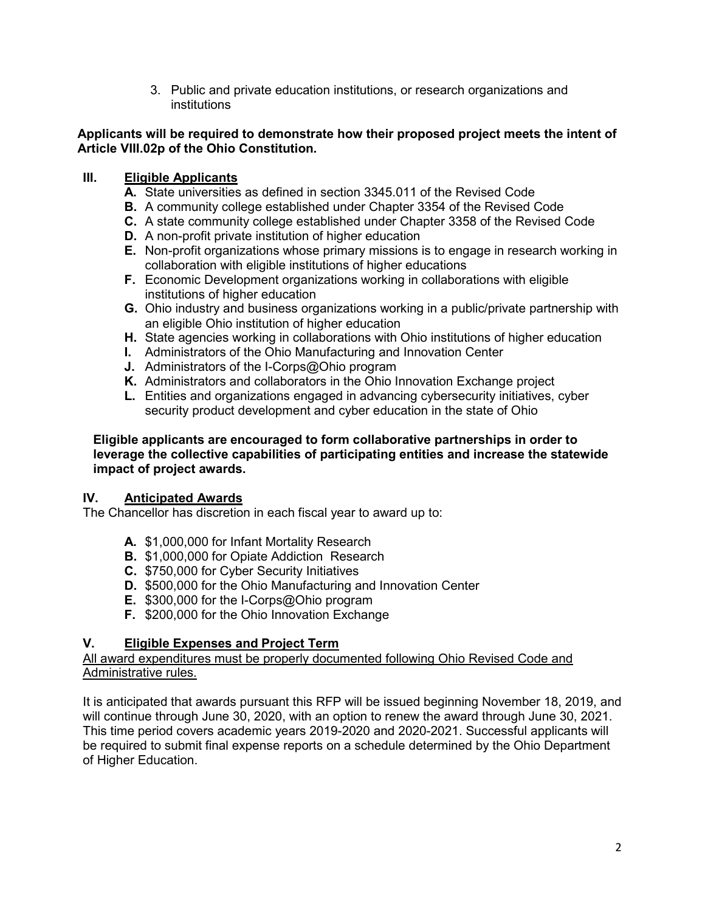3. Public and private education institutions, or research organizations and institutions

**Applicants will be required to demonstrate how their proposed project meets the intent of Article VIII.02p of the Ohio Constitution.**

## III. <u>Eligible Applicants</u>

- **A.** State universities as defined in section 3345.011 of the Revised Code
- **B.** A community college established under Chapter 3354 of the Revised Code
- **C.** A state community college established under Chapter 3358 of the Revised Code
- **D.** A non-profit private institution of higher education
- **E.** Non-profit organizations whose primary missions is to engage in research working in collaboration with eligible institutions of higher educations
- **F.** Economic Development organizations working in collaborations with eligible institutions of higher education
- **G.** Ohio industry and business organizations working in a public/private partnership with an eligible Ohio institution of higher education
- **H.** State agencies working in collaborations with Ohio institutions of higher education
- **I.** Administrators of the Ohio Manufacturing and Innovation Center
- **J.** Administrators of the I-Corps@Ohio program
- **K.** Administrators and collaborators in the Ohio Innovation Exchange project
- **L.** Entities and organizations engaged in advancing cybersecurity initiatives, cyber security product development and cyber education in the state of Ohio

**Eligible applicants are encouraged to form collaborative partnerships in order to leverage the collective capabilities of participating entities and increase the statewide impact of project awards.**

## IV. <u>Anticipated Awards</u>

The Chancellor has discretion in each fiscal year to award up to:

- **A.** $1,000,000 for Infant Mortality Research
- **B.** $1,000,000 for Opiate Addiction Research
- **C.** $750,000 for Cyber Security Initiatives
- **D.** $500,000 for the Ohio Manufacturing and Innovation Center
- **E.** $300,000 for the I-Corps@Ohio program
- **F.** $200,000 for the Ohio Innovation Exchange

## V. <u>Eligible Expenses and Project Term</u>

<u>All award expenditures must be properly documented following Ohio Revised Code and Administrative rules.</u>

It is anticipated that awards pursuant this RFP will be issued beginning November 18, 2019, and will continue through June 30, 2020, with an option to renew the award through June 30, 2021. This time period covers academic years 2019-2020 and 2020-2021. Successful applicants will be required to submit final expense reports on a schedule determined by the Ohio Department of Higher Education.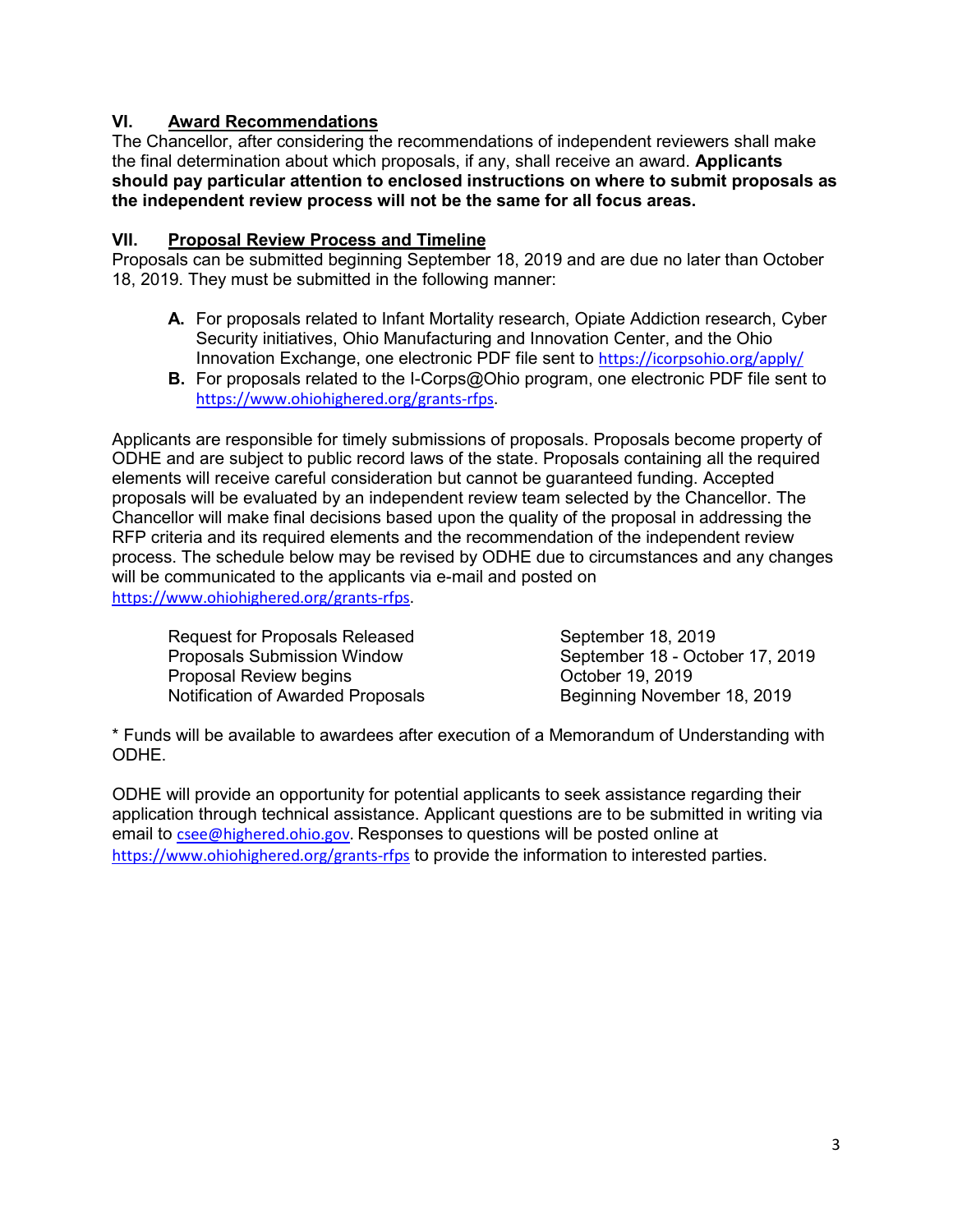## VI. <u>Award Recommendations</u>

The Chancellor, after considering the recommendations of independent reviewers shall make the final determination about which proposals, if any, shall receive an award. **Applicants should pay particular attention to enclosed instructions on where to submit proposals as the independent review process will not be the same for all focus areas.**

## VII. <u>Proposal Review Process and Timeline</u>

Proposals can be submitted beginning September 18, 2019 and are due no later than October 18, 2019. They must be submitted in the following manner:

- **A.** For proposals related to Infant Mortality research, Opiate Addiction research, Cyber Security initiatives, Ohio Manufacturing and Innovation Center, and the Ohio Innovation Exchange, one electronic PDF file sent to https://icorpsohio.org/apply/
- **B.** For proposals related to the I-Corps@Ohio program, one electronic PDF file sent to https://www.ohiohighered.org/grants-rfps.

Applicants are responsible for timely submissions of proposals. Proposals become property of ODHE and are subject to public record laws of the state. Proposals containing all the required elements will receive careful consideration but cannot be guaranteed funding. Accepted proposals will be evaluated by an independent review team selected by the Chancellor. The Chancellor will make final decisions based upon the quality of the proposal in addressing the RFP criteria and its required elements and the recommendation of the independent review process. The schedule below may be revised by ODHE due to circumstances and any changes will be communicated to the applicants via e-mail and posted on https://www.ohiohighered.org/grants-rfps.

| | |
|---|---|
| Request for Proposals Released | September 18, 2019 |
| Proposals Submission Window | September 18 - October 17, 2019 |
| Proposal Review begins | October 19, 2019 |
| Notification of Awarded Proposals | Beginning November 18, 2019 |

* Funds will be available to awardees after execution of a Memorandum of Understanding with ODHE.

ODHE will provide an opportunity for potential applicants to seek assistance regarding their application through technical assistance. Applicant questions are to be submitted in writing via email to csee@highered.ohio.gov. Responses to questions will be posted online at https://www.ohiohighered.org/grants-rfps to provide the information to interested parties.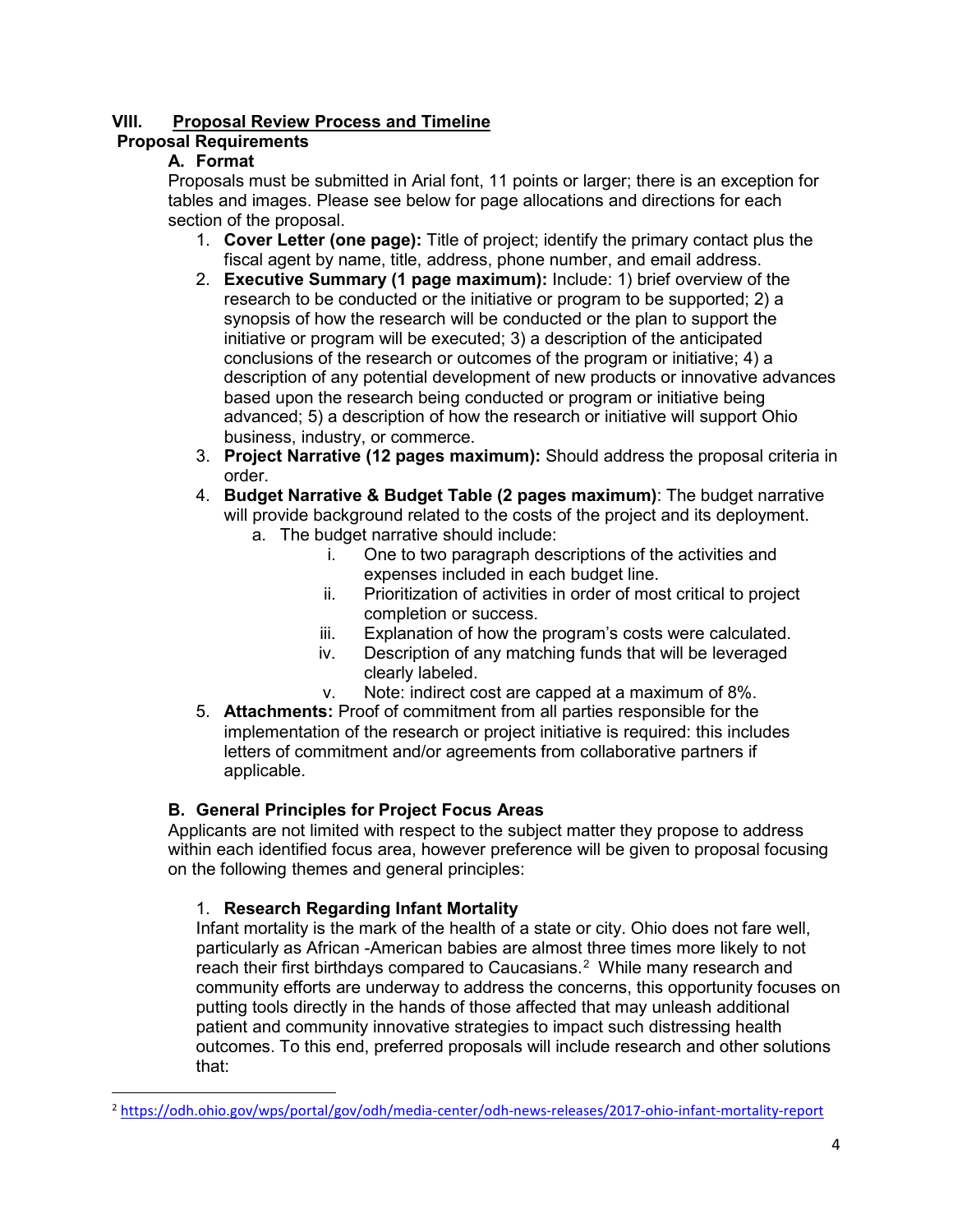## VIII. Proposal Review Process and Timeline

### Proposal Requirements

#### A. Format

Proposals must be submitted in Arial font, 11 points or larger; there is an exception for tables and images. Please see below for page allocations and directions for each section of the proposal.

1. **Cover Letter (one page):** Title of project; identify the primary contact plus the fiscal agent by name, title, address, phone number, and email address.
2. **Executive Summary (1 page maximum):** Include: 1) brief overview of the research to be conducted or the initiative or program to be supported; 2) a synopsis of how the research will be conducted or the plan to support the initiative or program will be executed; 3) a description of the anticipated conclusions of the research or outcomes of the program or initiative; 4) a description of any potential development of new products or innovative advances based upon the research being conducted or program or initiative being advanced; 5) a description of how the research or initiative will support Ohio business, industry, or commerce.
3. **Project Narrative (12 pages maximum):** Should address the proposal criteria in order.
4. **Budget Narrative & Budget Table (2 pages maximum)**: The budget narrative will provide background related to the costs of the project and its deployment.
   a. The budget narrative should include:
      i. One to two paragraph descriptions of the activities and expenses included in each budget line.
      ii. Prioritization of activities in order of most critical to project completion or success.
      iii. Explanation of how the program's costs were calculated.
      iv. Description of any matching funds that will be leveraged clearly labeled.
      v. Note: indirect cost are capped at a maximum of 8%.
5. **Attachments:** Proof of commitment from all parties responsible for the implementation of the research or project initiative is required: this includes letters of commitment and/or agreements from collaborative partners if applicable.

#### B. General Principles for Project Focus Areas

Applicants are not limited with respect to the subject matter they propose to address within each identified focus area, however preference will be given to proposal focusing on the following themes and general principles:

1. **Research Regarding Infant Mortality**

Infant mortality is the mark of the health of a state or city. Ohio does not fare well, particularly as African -American babies are almost three times more likely to not reach their first birthdays compared to Caucasians.[2] While many research and community efforts are underway to address the concerns, this opportunity focuses on putting tools directly in the hands of those affected that may unleash additional patient and community innovative strategies to impact such distressing health outcomes. To this end, preferred proposals will include research and other solutions that:

---

[2] https://odh.ohio.gov/wps/portal/gov/odh/media-center/odh-news-releases/2017-ohio-infant-mortality-report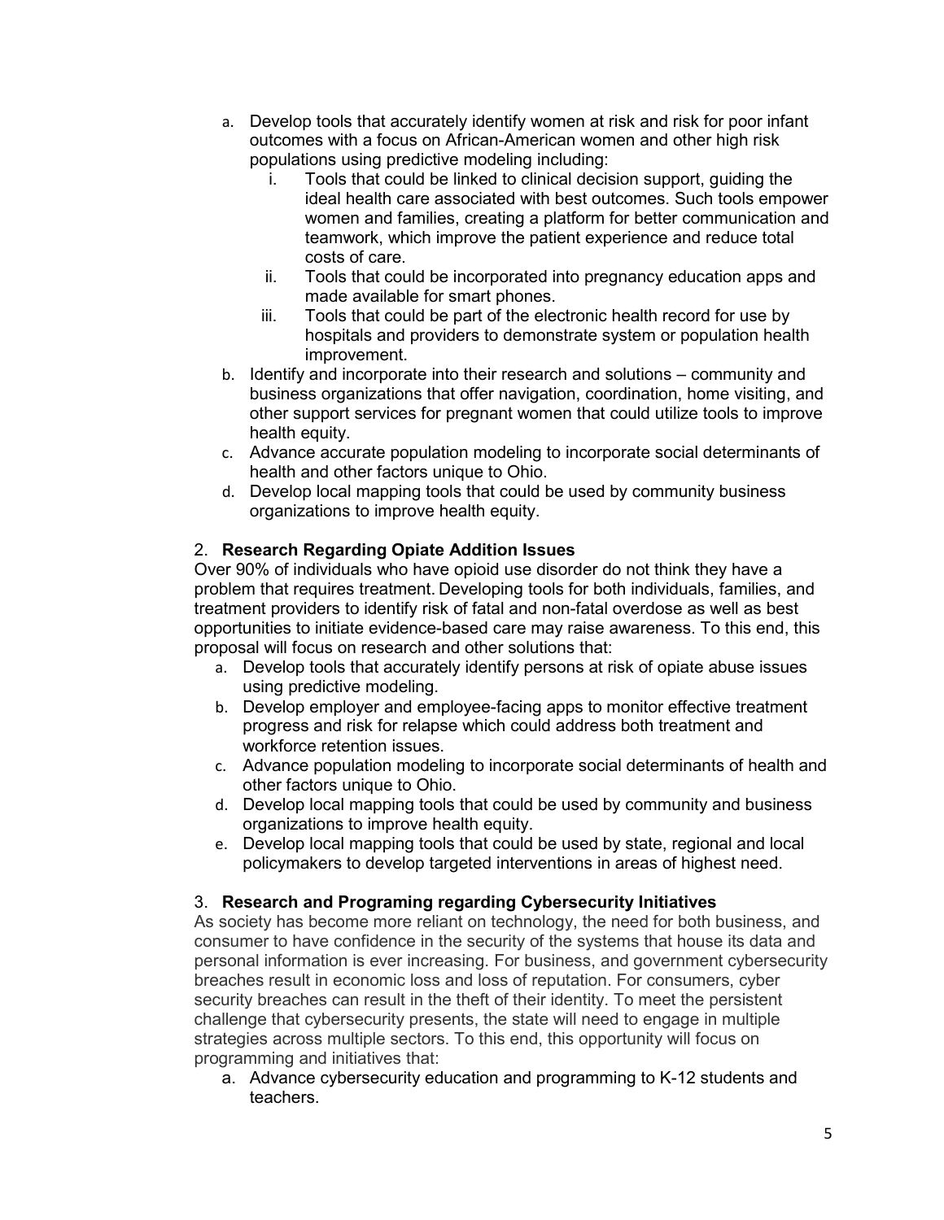a. Develop tools that accurately identify women at risk and risk for poor infant outcomes with a focus on African-American women and other high risk populations using predictive modeling including:
    i. Tools that could be linked to clinical decision support, guiding the ideal health care associated with best outcomes. Such tools empower women and families, creating a platform for better communication and teamwork, which improve the patient experience and reduce total costs of care.
    ii. Tools that could be incorporated into pregnancy education apps and made available for smart phones.
    iii. Tools that could be part of the electronic health record for use by hospitals and providers to demonstrate system or population health improvement.
b. Identify and incorporate into their research and solutions – community and business organizations that offer navigation, coordination, home visiting, and other support services for pregnant women that could utilize tools to improve health equity.
c. Advance accurate population modeling to incorporate social determinants of health and other factors unique to Ohio.
d. Develop local mapping tools that could be used by community business organizations to improve health equity.

2. **Research Regarding Opiate Addition Issues**

Over 90% of individuals who have opioid use disorder do not think they have a problem that requires treatment. Developing tools for both individuals, families, and treatment providers to identify risk of fatal and non-fatal overdose as well as best opportunities to initiate evidence-based care may raise awareness. To this end, this proposal will focus on research and other solutions that:

a. Develop tools that accurately identify persons at risk of opiate abuse issues using predictive modeling.
b. Develop employer and employee-facing apps to monitor effective treatment progress and risk for relapse which could address both treatment and workforce retention issues.
c. Advance population modeling to incorporate social determinants of health and other factors unique to Ohio.
d. Develop local mapping tools that could be used by community and business organizations to improve health equity.
e. Develop local mapping tools that could be used by state, regional and local policymakers to develop targeted interventions in areas of highest need.

3. **Research and Programing regarding Cybersecurity Initiatives**

As society has become more reliant on technology, the need for both business, and consumer to have confidence in the security of the systems that house its data and personal information is ever increasing. For business, and government cybersecurity breaches result in economic loss and loss of reputation. For consumers, cyber security breaches can result in the theft of their identity. To meet the persistent challenge that cybersecurity presents, the state will need to engage in multiple strategies across multiple sectors. To this end, this opportunity will focus on programming and initiatives that:

a. Advance cybersecurity education and programming to K-12 students and teachers.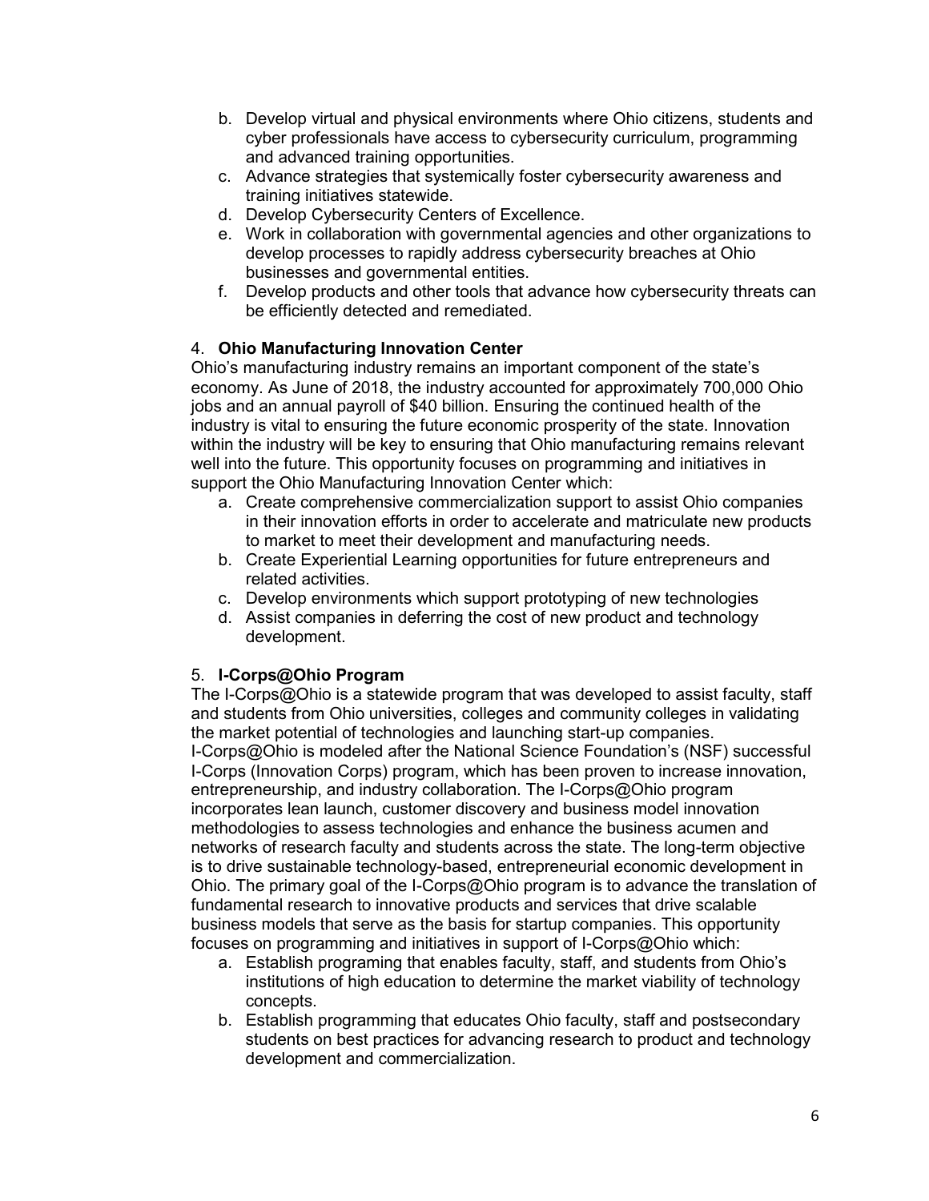b. Develop virtual and physical environments where Ohio citizens, students and cyber professionals have access to cybersecurity curriculum, programming and advanced training opportunities.
c. Advance strategies that systemically foster cybersecurity awareness and training initiatives statewide.
d. Develop Cybersecurity Centers of Excellence.
e. Work in collaboration with governmental agencies and other organizations to develop processes to rapidly address cybersecurity breaches at Ohio businesses and governmental entities.
f. Develop products and other tools that advance how cybersecurity threats can be efficiently detected and remediated.

4. **Ohio Manufacturing Innovation Center**

Ohio's manufacturing industry remains an important component of the state's economy. As June of 2018, the industry accounted for approximately 700,000 Ohio jobs and an annual payroll of $40 billion. Ensuring the continued health of the industry is vital to ensuring the future economic prosperity of the state. Innovation within the industry will be key to ensuring that Ohio manufacturing remains relevant well into the future. This opportunity focuses on programming and initiatives in support the Ohio Manufacturing Innovation Center which:

a. Create comprehensive commercialization support to assist Ohio companies in their innovation efforts in order to accelerate and matriculate new products to market to meet their development and manufacturing needs.
b. Create Experiential Learning opportunities for future entrepreneurs and related activities.
c. Develop environments which support prototyping of new technologies
d. Assist companies in deferring the cost of new product and technology development.

5. **I-Corps@Ohio Program**

The I-Corps@Ohio is a statewide program that was developed to assist faculty, staff and students from Ohio universities, colleges and community colleges in validating the market potential of technologies and launching start-up companies. I-Corps@Ohio is modeled after the National Science Foundation's (NSF) successful I-Corps (Innovation Corps) program, which has been proven to increase innovation, entrepreneurship, and industry collaboration. The I-Corps@Ohio program incorporates lean launch, customer discovery and business model innovation methodologies to assess technologies and enhance the business acumen and networks of research faculty and students across the state. The long-term objective is to drive sustainable technology-based, entrepreneurial economic development in Ohio. The primary goal of the I-Corps@Ohio program is to advance the translation of fundamental research to innovative products and services that drive scalable business models that serve as the basis for startup companies. This opportunity focuses on programming and initiatives in support of I-Corps@Ohio which:

a. Establish programing that enables faculty, staff, and students from Ohio's institutions of high education to determine the market viability of technology concepts.
b. Establish programming that educates Ohio faculty, staff and postsecondary students on best practices for advancing research to product and technology development and commercialization.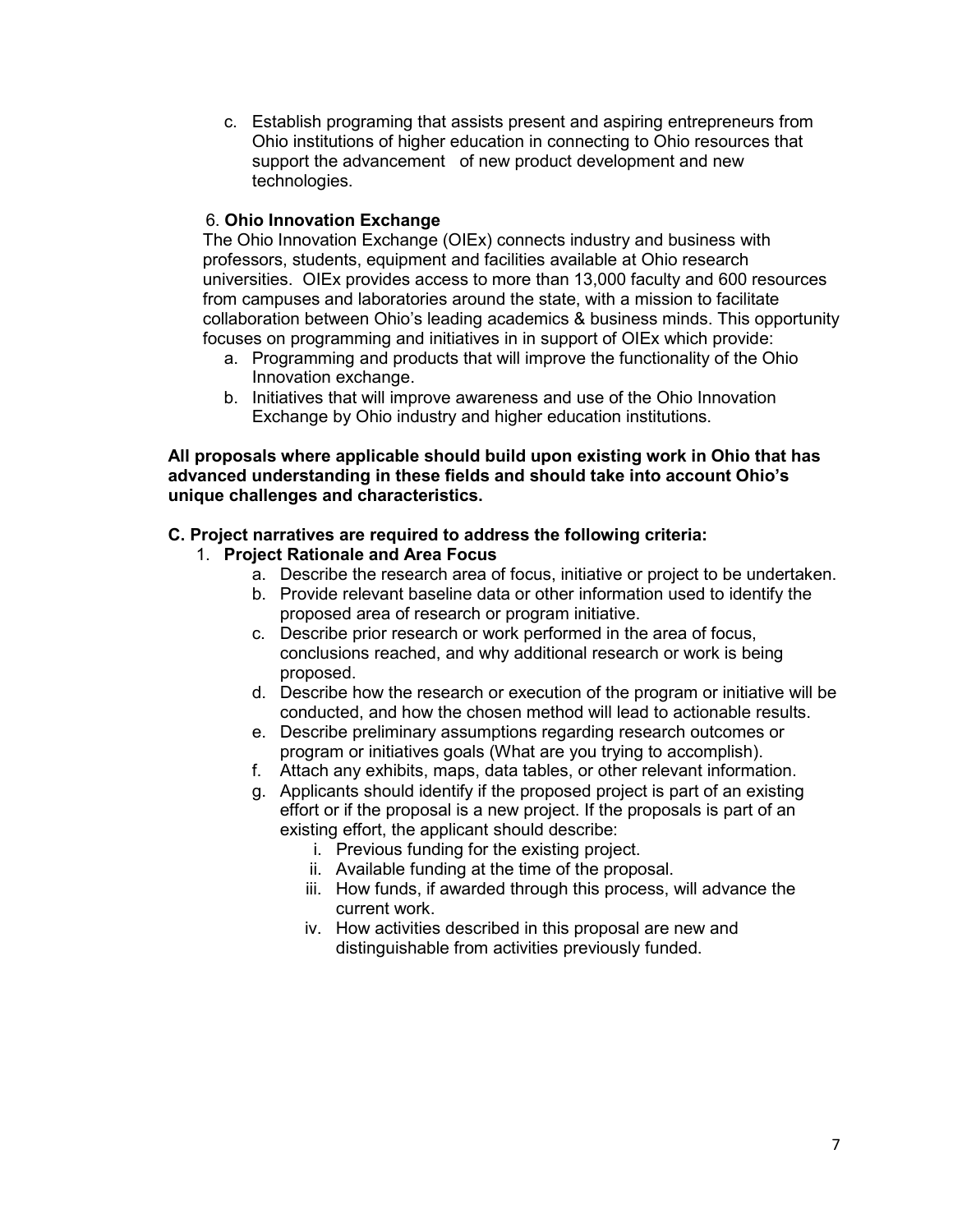c. Establish programing that assists present and aspiring entrepreneurs from Ohio institutions of higher education in connecting to Ohio resources that support the advancement of new product development and new technologies.

6. **Ohio Innovation Exchange**

The Ohio Innovation Exchange (OIEx) connects industry and business with professors, students, equipment and facilities available at Ohio research universities. OIEx provides access to more than 13,000 faculty and 600 resources from campuses and laboratories around the state, with a mission to facilitate collaboration between Ohio's leading academics & business minds. This opportunity focuses on programming and initiatives in in support of OIEx which provide:

a. Programming and products that will improve the functionality of the Ohio Innovation exchange.
b. Initiatives that will improve awareness and use of the Ohio Innovation Exchange by Ohio industry and higher education institutions.

**All proposals where applicable should build upon existing work in Ohio that has advanced understanding in these fields and should take into account Ohio's unique challenges and characteristics.**

**C. Project narratives are required to address the following criteria:**

1. **Project Rationale and Area Focus**
   a. Describe the research area of focus, initiative or project to be undertaken.
   b. Provide relevant baseline data or other information used to identify the proposed area of research or program initiative.
   c. Describe prior research or work performed in the area of focus, conclusions reached, and why additional research or work is being proposed.
   d. Describe how the research or execution of the program or initiative will be conducted, and how the chosen method will lead to actionable results.
   e. Describe preliminary assumptions regarding research outcomes or program or initiatives goals (What are you trying to accomplish).
   f. Attach any exhibits, maps, data tables, or other relevant information.
   g. Applicants should identify if the proposed project is part of an existing effort or if the proposal is a new project. If the proposals is part of an existing effort, the applicant should describe:
      i. Previous funding for the existing project.
      ii. Available funding at the time of the proposal.
      iii. How funds, if awarded through this process, will advance the current work.
      iv. How activities described in this proposal are new and distinguishable from activities previously funded.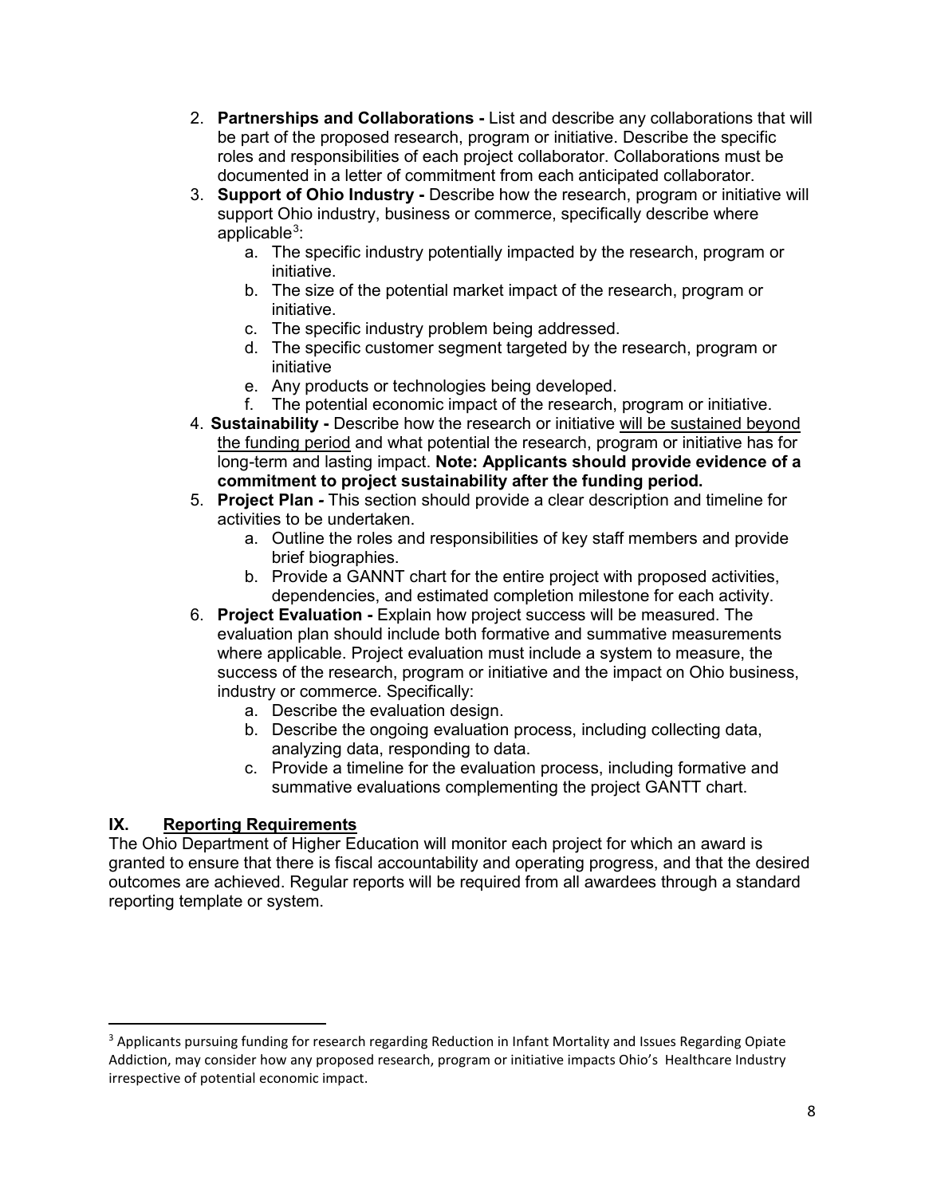2. **Partnerships and Collaborations -** List and describe any collaborations that will be part of the proposed research, program or initiative. Describe the specific roles and responsibilities of each project collaborator. Collaborations must be documented in a letter of commitment from each anticipated collaborator.
3. **Support of Ohio Industry -** Describe how the research, program or initiative will support Ohio industry, business or commerce, specifically describe where applicable[3]:
   a. The specific industry potentially impacted by the research, program or initiative.
   b. The size of the potential market impact of the research, program or initiative.
   c. The specific industry problem being addressed.
   d. The specific customer segment targeted by the research, program or initiative
   e. Any products or technologies being developed.
   f. The potential economic impact of the research, program or initiative.
4. **Sustainability -** Describe how the research or initiative <u>will be sustained beyond the funding period</u> and what potential the research, program or initiative has for long-term and lasting impact. **Note: Applicants should provide evidence of a commitment to project sustainability after the funding period.**
5. **Project Plan -** This section should provide a clear description and timeline for activities to be undertaken.
   a. Outline the roles and responsibilities of key staff members and provide brief biographies.
   b. Provide a GANNT chart for the entire project with proposed activities, dependencies, and estimated completion milestone for each activity.
6. **Project Evaluation -** Explain how project success will be measured. The evaluation plan should include both formative and summative measurements where applicable. Project evaluation must include a system to measure, the success of the research, program or initiative and the impact on Ohio business, industry or commerce. Specifically:
   a. Describe the evaluation design.
   b. Describe the ongoing evaluation process, including collecting data, analyzing data, responding to data.
   c. Provide a timeline for the evaluation process, including formative and summative evaluations complementing the project GANTT chart.

## IX. <u>Reporting Requirements</u>

The Ohio Department of Higher Education will monitor each project for which an award is granted to ensure that there is fiscal accountability and operating progress, and that the desired outcomes are achieved. Regular reports will be required from all awardees through a standard reporting template or system.

---

[3] Applicants pursuing funding for research regarding Reduction in Infant Mortality and Issues Regarding Opiate Addiction, may consider how any proposed research, program or initiative impacts Ohio's Healthcare Industry irrespective of potential economic impact.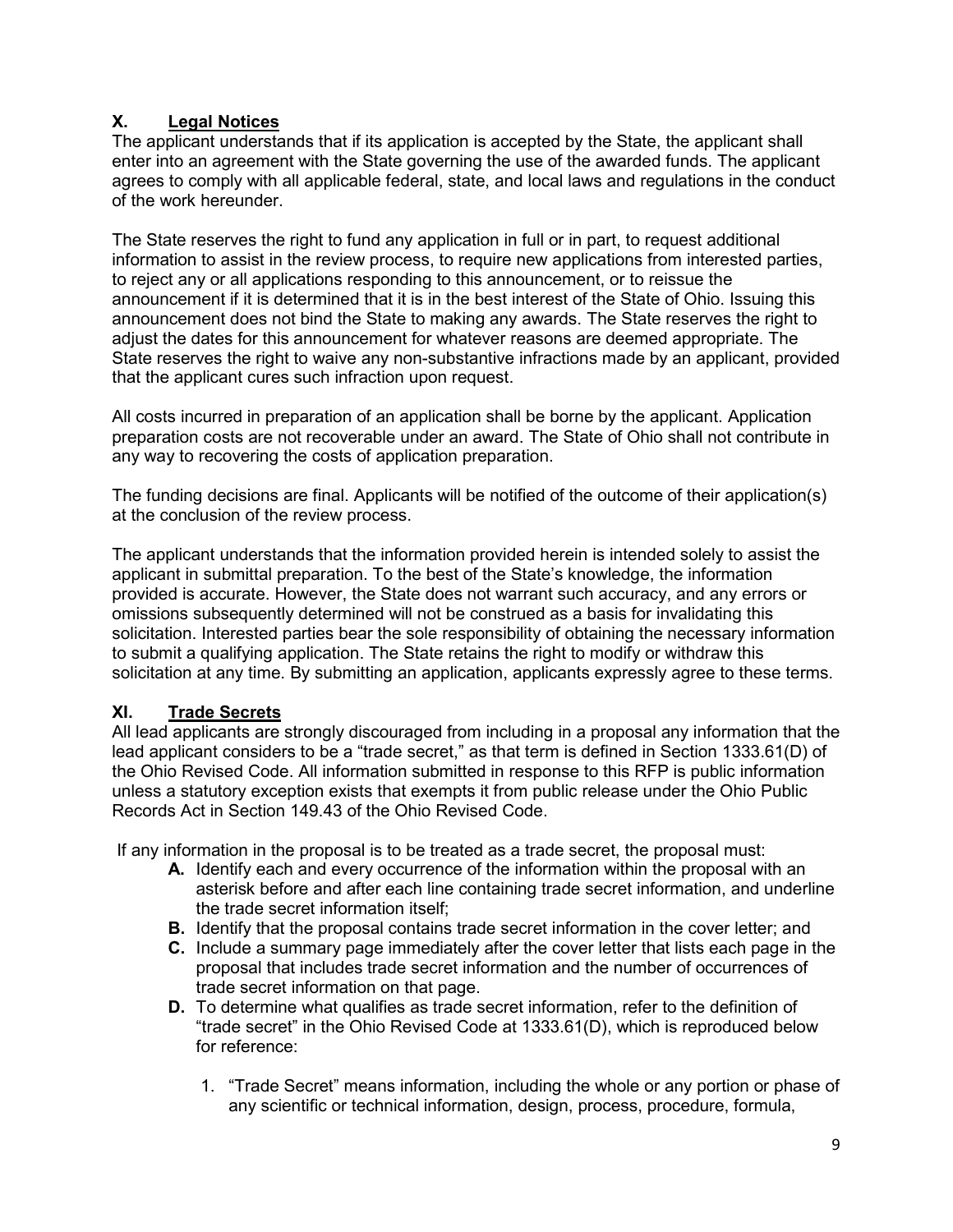## X. <u>Legal Notices</u>

The applicant understands that if its application is accepted by the State, the applicant shall enter into an agreement with the State governing the use of the awarded funds. The applicant agrees to comply with all applicable federal, state, and local laws and regulations in the conduct of the work hereunder.

The State reserves the right to fund any application in full or in part, to request additional information to assist in the review process, to require new applications from interested parties, to reject any or all applications responding to this announcement, or to reissue the announcement if it is determined that it is in the best interest of the State of Ohio. Issuing this announcement does not bind the State to making any awards. The State reserves the right to adjust the dates for this announcement for whatever reasons are deemed appropriate. The State reserves the right to waive any non-substantive infractions made by an applicant, provided that the applicant cures such infraction upon request.

All costs incurred in preparation of an application shall be borne by the applicant. Application preparation costs are not recoverable under an award. The State of Ohio shall not contribute in any way to recovering the costs of application preparation.

The funding decisions are final. Applicants will be notified of the outcome of their application(s) at the conclusion of the review process.

The applicant understands that the information provided herein is intended solely to assist the applicant in submittal preparation. To the best of the State's knowledge, the information provided is accurate. However, the State does not warrant such accuracy, and any errors or omissions subsequently determined will not be construed as a basis for invalidating this solicitation. Interested parties bear the sole responsibility of obtaining the necessary information to submit a qualifying application. The State retains the right to modify or withdraw this solicitation at any time. By submitting an application, applicants expressly agree to these terms.

## XI. <u>Trade Secrets</u>

All lead applicants are strongly discouraged from including in a proposal any information that the lead applicant considers to be a "trade secret," as that term is defined in Section 1333.61(D) of the Ohio Revised Code. All information submitted in response to this RFP is public information unless a statutory exception exists that exempts it from public release under the Ohio Public Records Act in Section 149.43 of the Ohio Revised Code.

If any information in the proposal is to be treated as a trade secret, the proposal must:

- **A.** Identify each and every occurrence of the information within the proposal with an asterisk before and after each line containing trade secret information, and underline the trade secret information itself;
- **B.** Identify that the proposal contains trade secret information in the cover letter; and
- **C.** Include a summary page immediately after the cover letter that lists each page in the proposal that includes trade secret information and the number of occurrences of trade secret information on that page.
- **D.** To determine what qualifies as trade secret information, refer to the definition of "trade secret" in the Ohio Revised Code at 1333.61(D), which is reproduced below for reference:

    1. "Trade Secret" means information, including the whole or any portion or phase of any scientific or technical information, design, process, procedure, formula,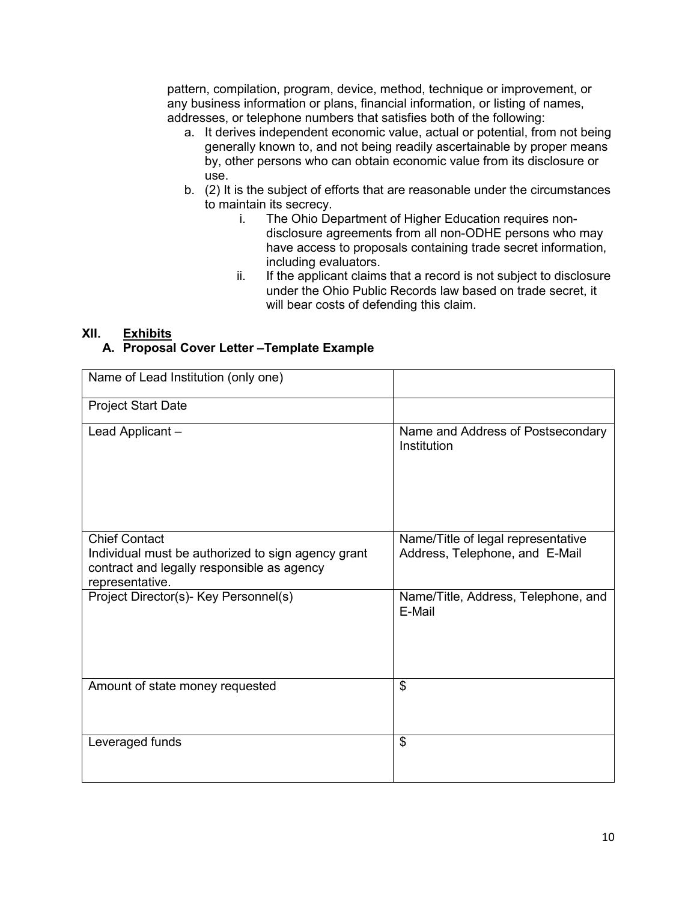pattern, compilation, program, device, method, technique or improvement, or any business information or plans, financial information, or listing of names, addresses, or telephone numbers that satisfies both of the following:

a. It derives independent economic value, actual or potential, from not being generally known to, and not being readily ascertainable by proper means by, other persons who can obtain economic value from its disclosure or use.
b. (2) It is the subject of efforts that are reasonable under the circumstances to maintain its secrecy.
   i. The Ohio Department of Higher Education requires non-disclosure agreements from all non-ODHE persons who may have access to proposals containing trade secret information, including evaluators.
   ii. If the applicant claims that a record is not subject to disclosure under the Ohio Public Records law based on trade secret, it will bear costs of defending this claim.

## XII. Exhibits

### A. Proposal Cover Letter –Template Example

| Name of Lead Institution (only one) | |
|---|---|
| Project Start Date | |
| Lead Applicant – | Name and Address of Postsecondary Institution |
| Chief Contact<br>Individual must be authorized to sign agency grant contract and legally responsible as agency representative. | Name/Title of legal representative<br>Address, Telephone, and E-Mail |
| Project Director(s)- Key Personnel(s) | Name/Title, Address, Telephone, and E-Mail |
| Amount of state money requested | $ |
| Leveraged funds | $ |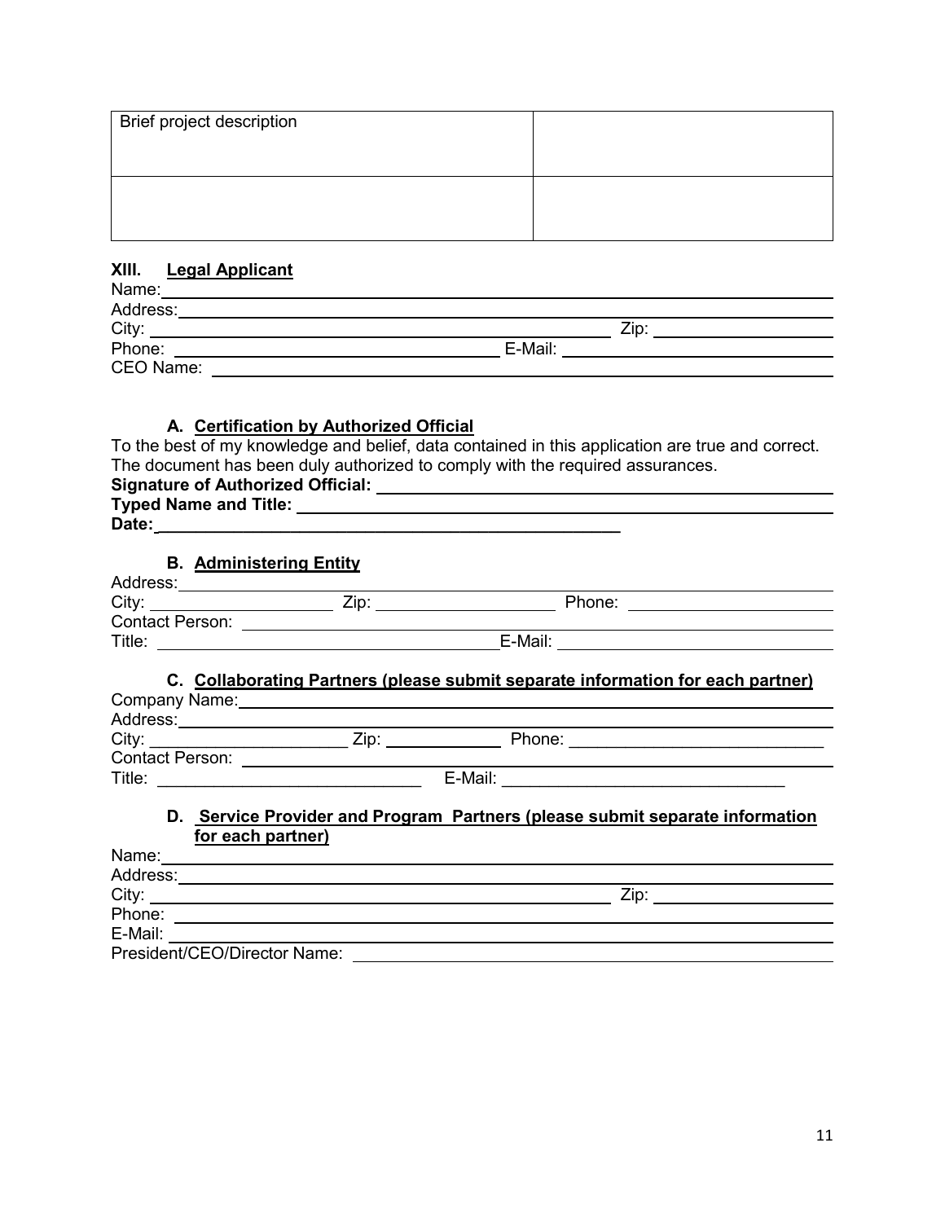| Brief project description | |
|---|---|
| | |

## XIII. Legal Applicant

Name: ______________________________________________

Address: ______________________________________________

City: ______________________________ Zip: ______________

Phone: ______________________ E-Mail: ______________________

CEO Name: ______________________________________________

### A. Certification by Authorized Official

To the best of my knowledge and belief, data contained in this application are true and correct. The document has been duly authorized to comply with the required assurances.

**Signature of Authorized Official:** ______________________________

**Typed Name and Title:** ______________________________

**Date:** ______________________________

### B. Administering Entity

Address: ______________________________________________

City: ______________ Zip: ______________ Phone: ______________

Contact Person: ______________________________________________

Title: ______________________ E-Mail: ______________________

### C. Collaborating Partners (please submit separate information for each partner)

Company Name: ______________________________________________

Address: ______________________________________________

City: ______________ Zip: ______________ Phone: ______________

Contact Person: ______________________________________________

Title: ______________________ E-Mail: ______________________

### D. Service Provider and Program Partners (please submit separate information for each partner)

Name: ______________________________________________

Address: ______________________________________________

City: ______________________________ Zip: ______________

Phone: ______________________________________________

E-Mail: ______________________________________________

President/CEO/Director Name: ______________________________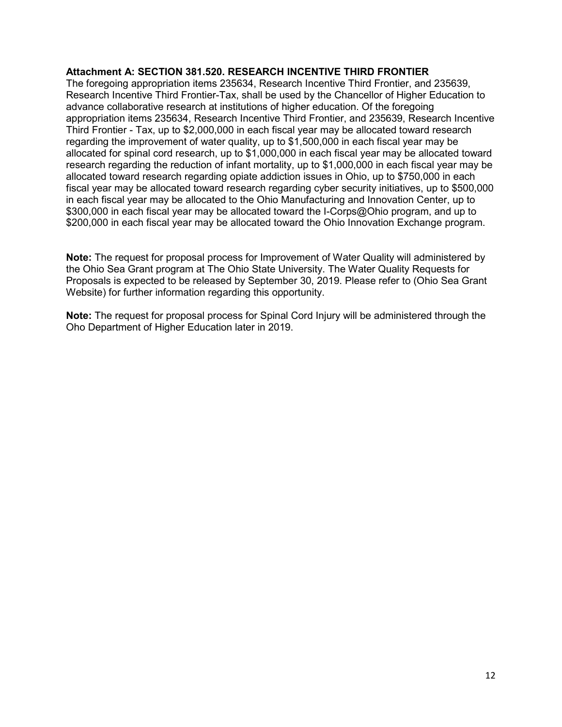**Attachment A: SECTION 381.520. RESEARCH INCENTIVE THIRD FRONTIER**

The foregoing appropriation items 235634, Research Incentive Third Frontier, and 235639, Research Incentive Third Frontier-Tax, shall be used by the Chancellor of Higher Education to advance collaborative research at institutions of higher education. Of the foregoing appropriation items 235634, Research Incentive Third Frontier, and 235639, Research Incentive Third Frontier - Tax, up to $2,000,000 in each fiscal year may be allocated toward research regarding the improvement of water quality, up to $1,500,000 in each fiscal year may be allocated for spinal cord research, up to $1,000,000 in each fiscal year may be allocated toward research regarding the reduction of infant mortality, up to $1,000,000 in each fiscal year may be allocated toward research regarding opiate addiction issues in Ohio, up to $750,000 in each fiscal year may be allocated toward research regarding cyber security initiatives, up to $500,000 in each fiscal year may be allocated to the Ohio Manufacturing and Innovation Center, up to $300,000 in each fiscal year may be allocated toward the I-Corps@Ohio program, and up to $200,000 in each fiscal year may be allocated toward the Ohio Innovation Exchange program.

**Note:** The request for proposal process for Improvement of Water Quality will administered by the Ohio Sea Grant program at The Ohio State University. The Water Quality Requests for Proposals is expected to be released by September 30, 2019. Please refer to (Ohio Sea Grant Website) for further information regarding this opportunity.

**Note:** The request for proposal process for Spinal Cord Injury will be administered through the Oho Department of Higher Education later in 2019.